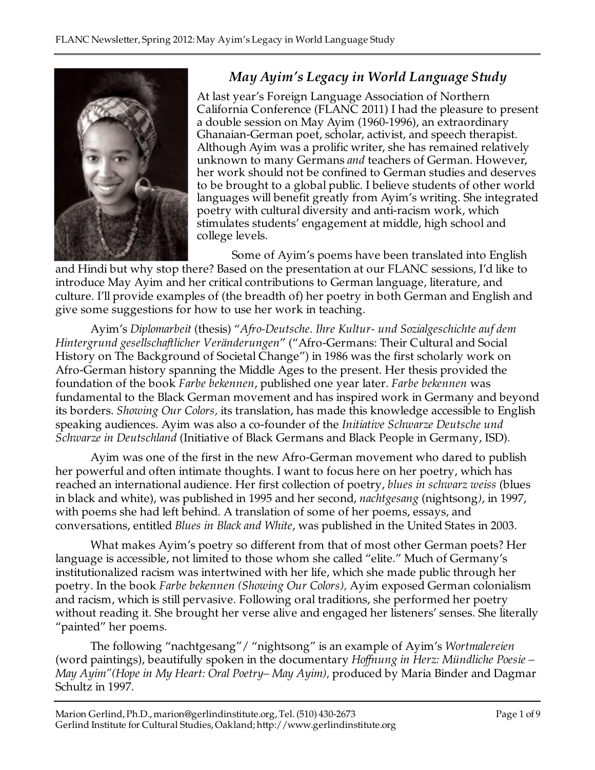# *May Ayim's Legacy in World Language Study*

At last year's Foreign Language Association of Northern California Conference (FLANC 2011) I had the pleasure to present a double session on May Ayim (1960-1996), an extraordinary Ghanaian-German poet, scholar, activist, and speech therapist. Although Ayim was a prolific writer, she has remained relatively unknown to many Germans *and* teachers of German. However, her work should not be confined to German studies and deserves to be brought to a global public. I believe students of other world languages will benefit greatly from Ayim's writing. She integrated poetry with cultural diversity and anti-racism work, which stimulates students' engagement at middle, high school and college levels.

Some of Ayim's poems have been translated into English and Hindi but why stop there? Based on the presentation at our FLANC sessions, I'd like to introduce May Ayim and her critical contributions to German language, literature, and culture. I'll provide examples of (the breadth of) her poetry in both German and English and give some suggestions for how to use her work in teaching.

Ayim's *Diplomarbeit* (thesis) "*Afro-Deutsche. Ihre Kultur- und Sozialgeschichte auf dem Hintergrund gesellschaftlicher Veränderungen*" ("Afro-Germans: Their Cultural and Social History on The Background of Societal Change") in 1986 was the first scholarly work on Afro-German history spanning the Middle Ages to the present. Her thesis provided the foundation of the book *Farbe bekennen*, published one year later. *Farbe bekennen* was fundamental to the Black German movement and has inspired work in Germany and beyond its borders. *Showing Our Colors,* its translation, has made this knowledge accessible to English speaking audiences. Ayim was also a co-founder of the *Initiative Schwarze Deutsche und Schwarze in Deutschland* (Initiative of Black Germans and Black People in Germany, ISD).

Ayim was one of the first in the new Afro-German movement who dared to publish her powerful and often intimate thoughts. I want to focus here on her poetry, which has reached an international audience. Her first collection of poetry, *blues in schwarz weiss* (blues in black and white), was published in 1995 and her second, *nachtgesang* (nightsong*)*, in 1997, with poems she had left behind. A translation of some of her poems, essays, and conversations, entitled *Blues in Black and White*, was published in the United States in 2003.

What makes Ayim's poetry so different from that of most other German poets? Her language is accessible, not limited to those whom she called "elite." Much of Germany's institutionalized racism was intertwined with her life, which she made public through her poetry. In the book *Farbe bekennen (Showing Our Colors),* Ayim exposed German colonialism and racism, which is still pervasive. Following oral traditions, she performed her poetry without reading it. She brought her verse alive and engaged her listeners' senses. She literally "painted" her poems.

The following "nachtgesang"/ "nightsong" is an example of Ayim's *Wortmalereien* (word paintings), beautifully spoken in the documentary *Hoffnung in Herz: Mündliche Poesie – May Ayim"(Hope in My Heart: Oral Poetry– May Ayim),* produced by Maria Binder and Dagmar Schultz in 1997.

Marion Gerlind, Ph.D., marion@gerlindinstitute.org, Tel. (510) 430-2673
Gerlind Institute for Cultural Studies, Oakland; http://www.gerlindinstitute.org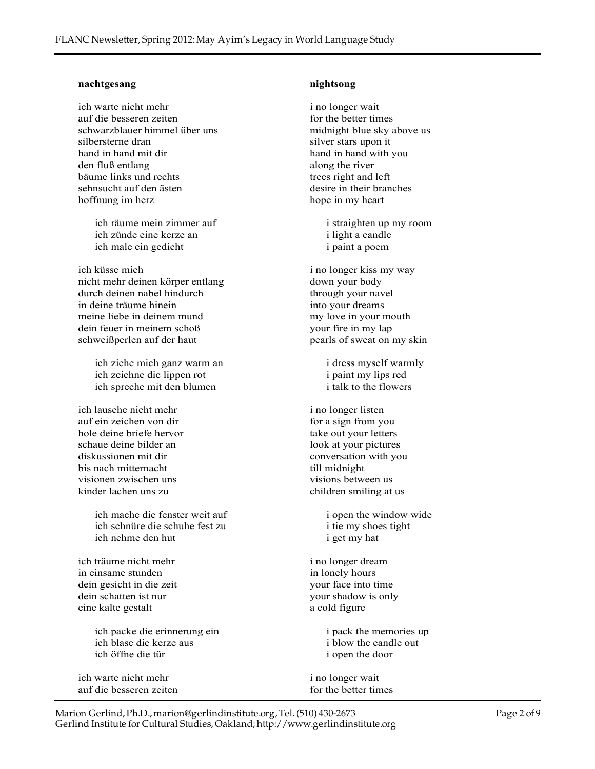**nachtgesang**

ich warte nicht mehr
auf die besseren zeiten
schwarzblauer himmel über uns
silbersterne dran
hand in hand mit dir
den fluß entlang
bäume links und rechts
sehnsucht auf den ästen
hoffnung im herz

> ich räume mein zimmer auf
> ich zünde eine kerze an
> ich male ein gedicht

ich küsse mich
nicht mehr deinen körper entlang
durch deinen nabel hindurch
in deine träume hinein
meine liebe in deinem mund
dein feuer in meinem schoß
schweißperlen auf der haut

> ich ziehe mich ganz warm an
> ich zeichne die lippen rot
> ich spreche mit den blumen

ich lausche nicht mehr
auf ein zeichen von dir
hole deine briefe hervor
schaue deine bilder an
diskussionen mit dir
bis nach mitternacht
visionen zwischen uns
kinder lachen uns zu

> ich mache die fenster weit auf
> ich schnüre die schuhe fest zu
> ich nehme den hut

ich träume nicht mehr
in einsame stunden
dein gesicht in die zeit
dein schatten ist nur
eine kalte gestalt

> ich packe die erinnerung ein
> ich blase die kerze aus
> ich öffne die tür

ich warte nicht mehr
auf die besseren zeiten

**nightsong**

i no longer wait
for the better times
midnight blue sky above us
silver stars upon it
hand in hand with you
along the river
trees right and left
desire in their branches
hope in my heart

> i straighten up my room
> i light a candle
> i paint a poem

i no longer kiss my way
down your body
through your navel
into your dreams
my love in your mouth
your fire in my lap
pearls of sweat on my skin

> i dress myself warmly
> i paint my lips red
> i talk to the flowers

i no longer listen
for a sign from you
take out your letters
look at your pictures
conversation with you
till midnight
visions between us
children smiling at us

> i open the window wide
> i tie my shoes tight
> i get my hat

i no longer dream
in lonely hours
your face into time
your shadow is only
a cold figure

> i pack the memories up
> i blow the candle out
> i open the door

i no longer wait
for the better times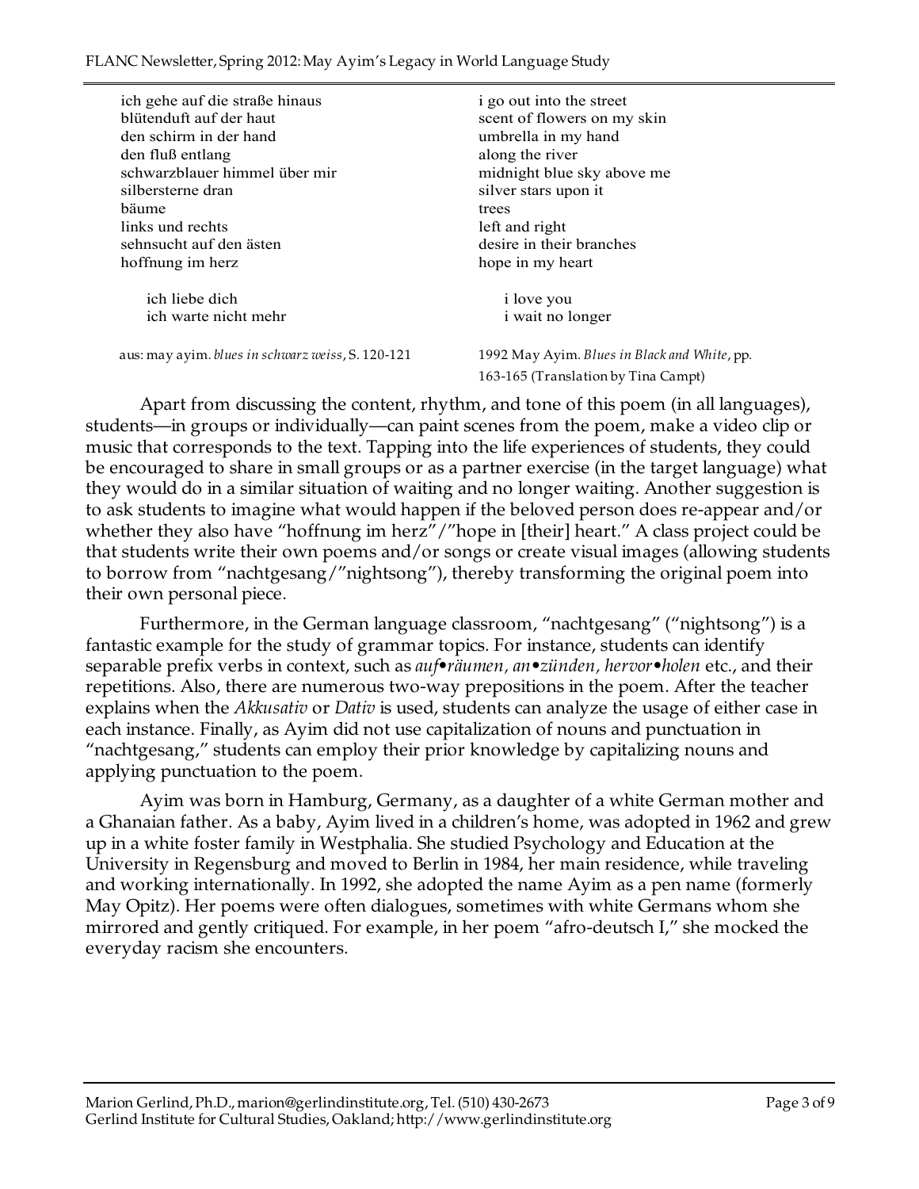| | |
|---|---|
| ich gehe auf die straße hinaus | i go out into the street |
| blütenduft auf der haut | scent of flowers on my skin |
| den schirm in der hand | umbrella in my hand |
| den fluß entlang | along the river |
| schwarzblauer himmel über mir | midnight blue sky above me |
| silbersterne dran | silver stars upon it |
| bäume | trees |
| links und rechts | left and right |
| sehnsucht auf den ästen | desire in their branches |
| hoffnung im herz | hope in my heart |
| | |
| ich liebe dich | i love you |
| ich warte nicht mehr | i wait no longer |
| | |
| aus: may ayim. *blues in schwarz weiss*, S. 120-121 | 1992 May Ayim. *Blues in Black and White*, pp. 163-165 (Translation by Tina Campt) |

Apart from discussing the content, rhythm, and tone of this poem (in all languages), students—in groups or individually—can paint scenes from the poem, make a video clip or music that corresponds to the text. Tapping into the life experiences of students, they could be encouraged to share in small groups or as a partner exercise (in the target language) what they would do in a similar situation of waiting and no longer waiting. Another suggestion is to ask students to imagine what would happen if the beloved person does re-appear and/or whether they also have "hoffnung im herz"/"hope in [their] heart." A class project could be that students write their own poems and/or songs or create visual images (allowing students to borrow from "nachtgesang/"nightsong"), thereby transforming the original poem into their own personal piece.

Furthermore, in the German language classroom, "nachtgesang" ("nightsong") is a fantastic example for the study of grammar topics. For instance, students can identify separable prefix verbs in context, such as *auf•räumen, an•zünden, hervor•holen* etc., and their repetitions. Also, there are numerous two-way prepositions in the poem. After the teacher explains when the *Akkusativ* or *Dativ* is used, students can analyze the usage of either case in each instance. Finally, as Ayim did not use capitalization of nouns and punctuation in "nachtgesang," students can employ their prior knowledge by capitalizing nouns and applying punctuation to the poem.

Ayim was born in Hamburg, Germany, as a daughter of a white German mother and a Ghanaian father. As a baby, Ayim lived in a children's home, was adopted in 1962 and grew up in a white foster family in Westphalia. She studied Psychology and Education at the University in Regensburg and moved to Berlin in 1984, her main residence, while traveling and working internationally. In 1992, she adopted the name Ayim as a pen name (formerly May Opitz). Her poems were often dialogues, sometimes with white Germans whom she mirrored and gently critiqued. For example, in her poem "afro-deutsch I," she mocked the everyday racism she encounters.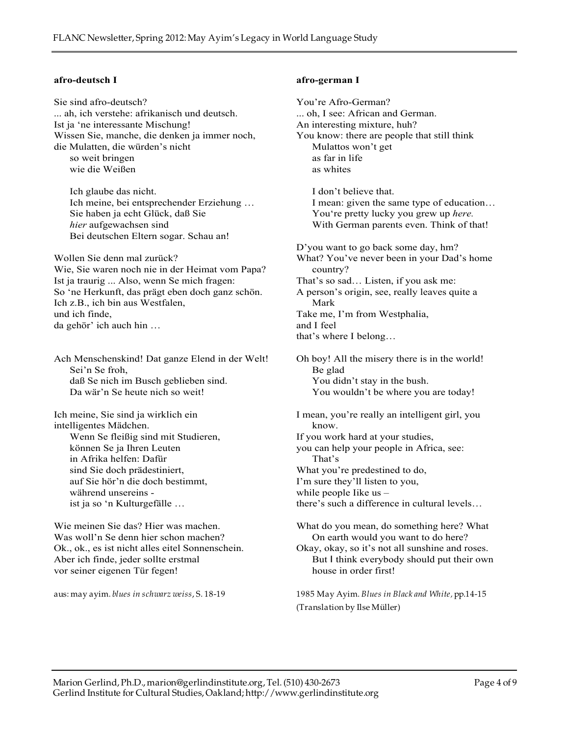**afro-deutsch I**

Sie sind afro-deutsch?
... ah, ich verstehe: afrikanisch und deutsch.
Ist ja 'ne interessante Mischung!
Wissen Sie, manche, die denken ja immer noch,
die Mulatten, die würden's nicht
so weit bringen
wie die Weißen

Ich glaube das nicht.
Ich meine, bei entsprechender Erziehung …
Sie haben ja echt Glück, daß Sie
*hier* aufgewachsen sind
Bei deutschen Eltern sogar. Schau an!

Wollen Sie denn mal zurück?
Wie, Sie waren noch nie in der Heimat vom Papa?
Ist ja traurig ... Also, wenn Se mich fragen:
So 'ne Herkunft, das prägt eben doch ganz schön.
Ich z.B., ich bin aus Westfalen,
und ich finde,
da gehör' ich auch hin …

Ach Menschenskind! Dat ganze Elend in der Welt!
Sei'n Se froh,
daß Se nich im Busch geblieben sind.
Da wär'n Se heute nich so weit!

Ich meine, Sie sind ja wirklich ein
intelligentes Mädchen.
Wenn Se fleißig sind mit Studieren,
können Se ja Ihren Leuten
in Afrika helfen: Dafür
sind Sie doch prädestiniert,
auf Sie hör'n die doch bestimmt,
während unsereins -
ist ja so 'n Kulturgefälle …

Wie meinen Sie das? Hier was machen.
Was woll'n Se denn hier schon machen?
Ok., ok., es ist nicht alles eitel Sonnenschein.
Aber ich finde, jeder sollte erstmal
vor seiner eigenen Tür fegen!

aus: may ayim. *blues in schwarz weiss*, S. 18-19

**afro-german I**

You're Afro-German?
... oh, I see: African and German.
An interesting mixture, huh?
You know: there are people that still think
Mulattos won't get
as far in life
as whites

I don't believe that.
I mean: given the same type of education…
You're pretty lucky you grew up *here.*
With German parents even. Think of that!

D'you want to go back some day, hm?
What? You've never been in your Dad's home country?
That's so sad… Listen, if you ask me:
A person's origin, see, really leaves quite a Mark
Take me, I'm from Westphalia,
and I feel
that's where I belong…

Oh boy! All the misery there is in the world!
Be glad
You didn't stay in the bush.
You wouldn't be where you are today!

I mean, you're really an intelligent girl, you know.
If you work hard at your studies,
you can help your people in Africa, see:
That's
What you're predestined to do,
I'm sure they'll listen to you,
while people like us –
there's such a difference in cultural levels…

What do you mean, do something here? What
On earth would you want to do here?
Okay, okay, so it's not all sunshine and roses.
But I think everybody should put their own house in order first!

1985 May Ayim. *Blues in Black and White,* pp.14-15
(Translation by Ilse Müller)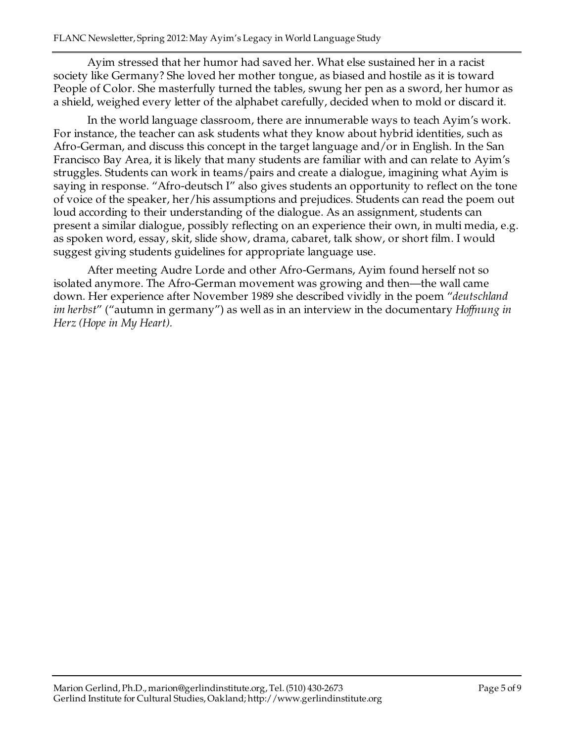Ayim stressed that her humor had saved her. What else sustained her in a racist society like Germany? She loved her mother tongue, as biased and hostile as it is toward People of Color. She masterfully turned the tables, swung her pen as a sword, her humor as a shield, weighed every letter of the alphabet carefully, decided when to mold or discard it.

In the world language classroom, there are innumerable ways to teach Ayim's work. For instance, the teacher can ask students what they know about hybrid identities, such as Afro-German, and discuss this concept in the target language and/or in English. In the San Francisco Bay Area, it is likely that many students are familiar with and can relate to Ayim's struggles. Students can work in teams/pairs and create a dialogue, imagining what Ayim is saying in response. "Afro-deutsch I" also gives students an opportunity to reflect on the tone of voice of the speaker, her/his assumptions and prejudices. Students can read the poem out loud according to their understanding of the dialogue. As an assignment, students can present a similar dialogue, possibly reflecting on an experience their own, in multi media, e.g. as spoken word, essay, skit, slide show, drama, cabaret, talk show, or short film. I would suggest giving students guidelines for appropriate language use.

After meeting Audre Lorde and other Afro-Germans, Ayim found herself not so isolated anymore. The Afro-German movement was growing and then—the wall came down. Her experience after November 1989 she described vividly in the poem "*deutschland im herbst*" ("autumn in germany") as well as in an interview in the documentary *Hoffnung in Herz (Hope in My Heart).*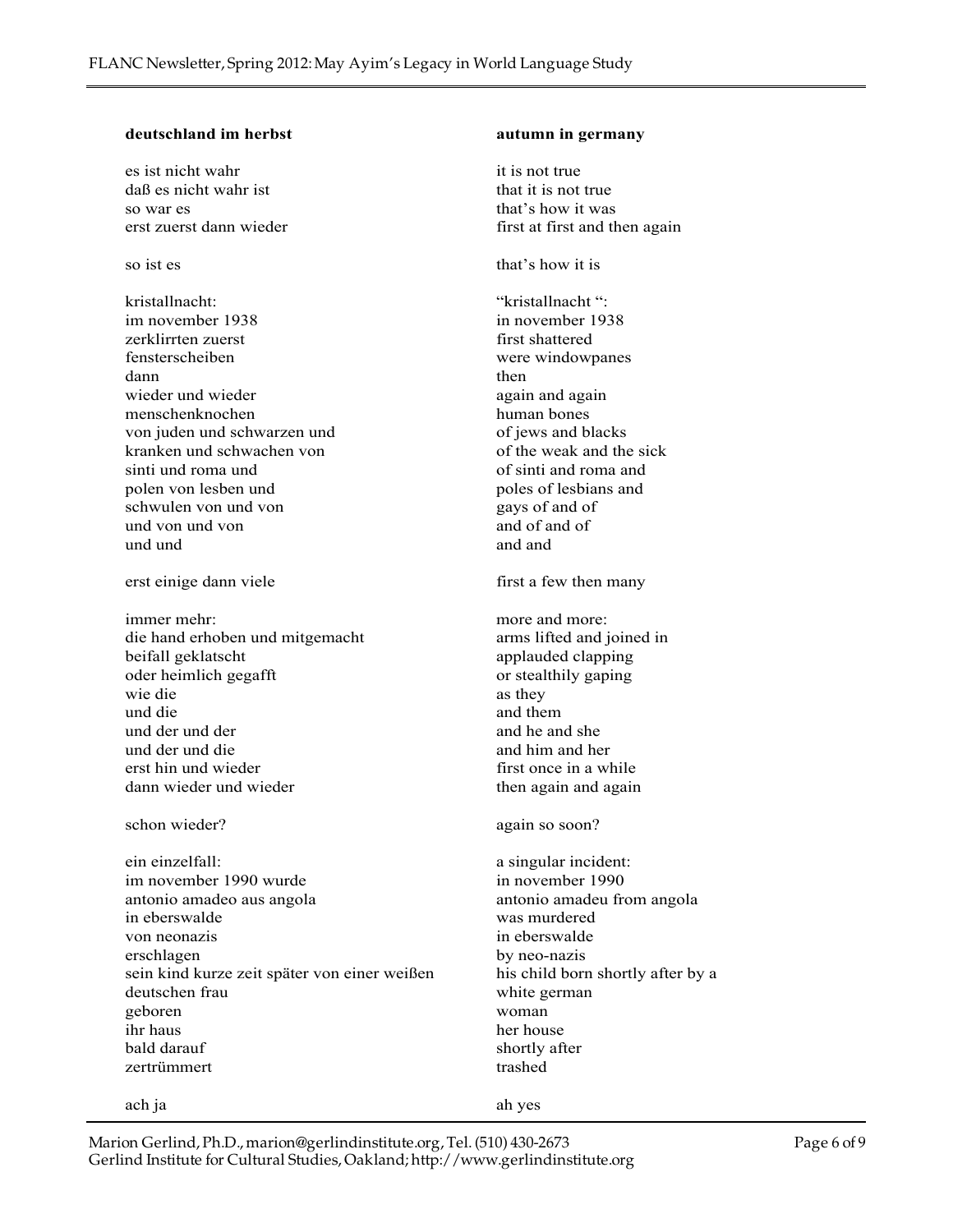**deutschland im herbst**

es ist nicht wahr  
daß es nicht wahr ist  
so war es  
erst zuerst dann wieder

so ist es

kristallnacht:  
im november 1938  
zerklirrten zuerst  
fensterscheiben  
dann  
wieder und wieder  
menschenknochen  
von juden und schwarzen und  
kranken und schwachen von  
sinti und roma und  
polen von lesben und  
schwulen von und von  
und von und von  
und und

erst einige dann viele

immer mehr:  
die hand erhoben und mitgemacht  
beifall geklatscht  
oder heimlich gegafft  
wie die  
und die  
und der und der  
und der und die  
erst hin und wieder  
dann wieder und wieder

schon wieder?

ein einzelfall:  
im november 1990 wurde  
antonio amadeo aus angola  
in eberswalde  
von neonazis  
erschlagen  
sein kind kurze zeit später von einer weißen  
deutschen frau  
geboren  
ihr haus  
bald darauf  
zertrümmert

ach ja

**autumn in germany**

it is not true  
that it is not true  
that's how it was  
first at first and then again

that's how it is

"kristallnacht ":  
in november 1938  
first shattered  
were windowpanes  
then  
again and again  
human bones  
of jews and blacks  
of the weak and the sick  
of sinti and roma and  
poles of lesbians and  
gays of and of  
and of and of  
and and

first a few then many

more and more:  
arms lifted and joined in  
applauded clapping  
or stealthily gaping  
as they  
and them  
and he and she  
and him and her  
first once in a while  
then again and again

again so soon?

a singular incident:  
in november 1990  
antonio amadeu from angola  
was murdered  
in eberswalde  
by neo-nazis  
his child born shortly after by a  
white german  
woman  
her house  
shortly after  
trashed

ah yes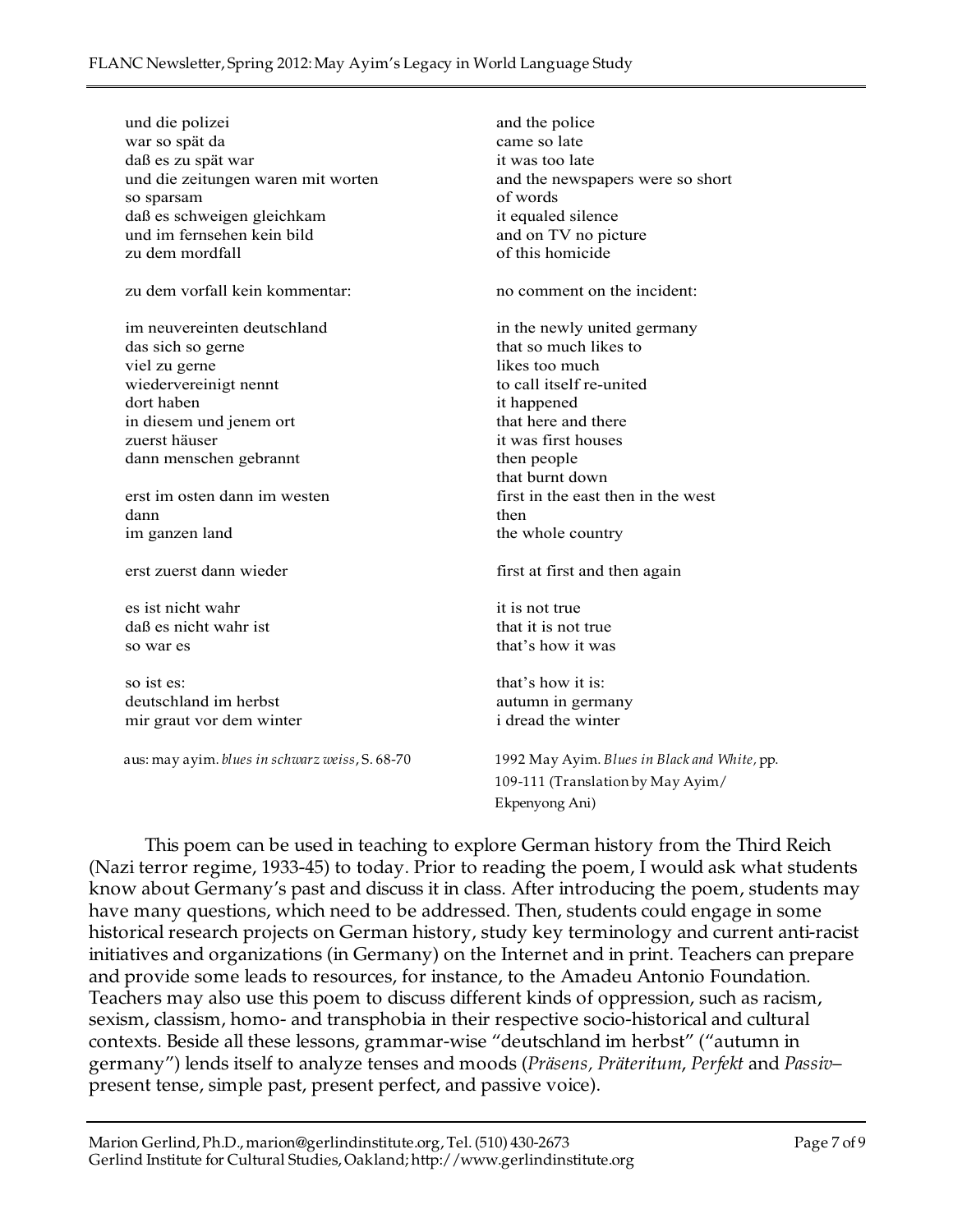| | |
|---|---|
| und die polizei | and the police |
| war so spät da | came so late |
| daß es zu spät war | it was too late |
| und die zeitungen waren mit worten | and the newspapers were so short |
| so sparsam | of words |
| daß es schweigen gleichkam | it equaled silence |
| und im fernsehen kein bild | and on TV no picture |
| zu dem mordfall | of this homicide |
| | |
| zu dem vorfall kein kommentar: | no comment on the incident: |
| | |
| im neuvereinten deutschland | in the newly united germany |
| das sich so gerne | that so much likes to |
| viel zu gerne | likes too much |
| wiedervereinigt nennt | to call itself re-united |
| dort haben | it happened |
| in diesem und jenem ort | that here and there |
| zuerst häuser | it was first houses |
| dann menschen gebrannt | then people |
| | that burnt down |
| erst im osten dann im westen | first in the east then in the west |
| dann | then |
| im ganzen land | the whole country |
| | |
| erst zuerst dann wieder | first at first and then again |
| | |
| es ist nicht wahr | it is not true |
| daß es nicht wahr ist | that it is not true |
| so war es | that's how it was |
| | |
| so ist es: | that's how it is: |
| deutschland im herbst | autumn in germany |
| mir graut vor dem winter | i dread the winter |
| | |
| aus: may ayim. *blues in schwarz weiss*, S. 68-70 | 1992 May Ayim. *Blues in Black and White*, pp. 109-111 (Translation by May Ayim/ Ekpenyong Ani) |

This poem can be used in teaching to explore German history from the Third Reich (Nazi terror regime, 1933-45) to today. Prior to reading the poem, I would ask what students know about Germany's past and discuss it in class. After introducing the poem, students may have many questions, which need to be addressed. Then, students could engage in some historical research projects on German history, study key terminology and current anti-racist initiatives and organizations (in Germany) on the Internet and in print. Teachers can prepare and provide some leads to resources, for instance, to the Amadeu Antonio Foundation. Teachers may also use this poem to discuss different kinds of oppression, such as racism, sexism, classism, homo- and transphobia in their respective socio-historical and cultural contexts. Beside all these lessons, grammar-wise "deutschland im herbst" ("autumn in germany") lends itself to analyze tenses and moods (*Präsens, Präteritum, Perfekt* and *Passiv*– present tense, simple past, present perfect, and passive voice).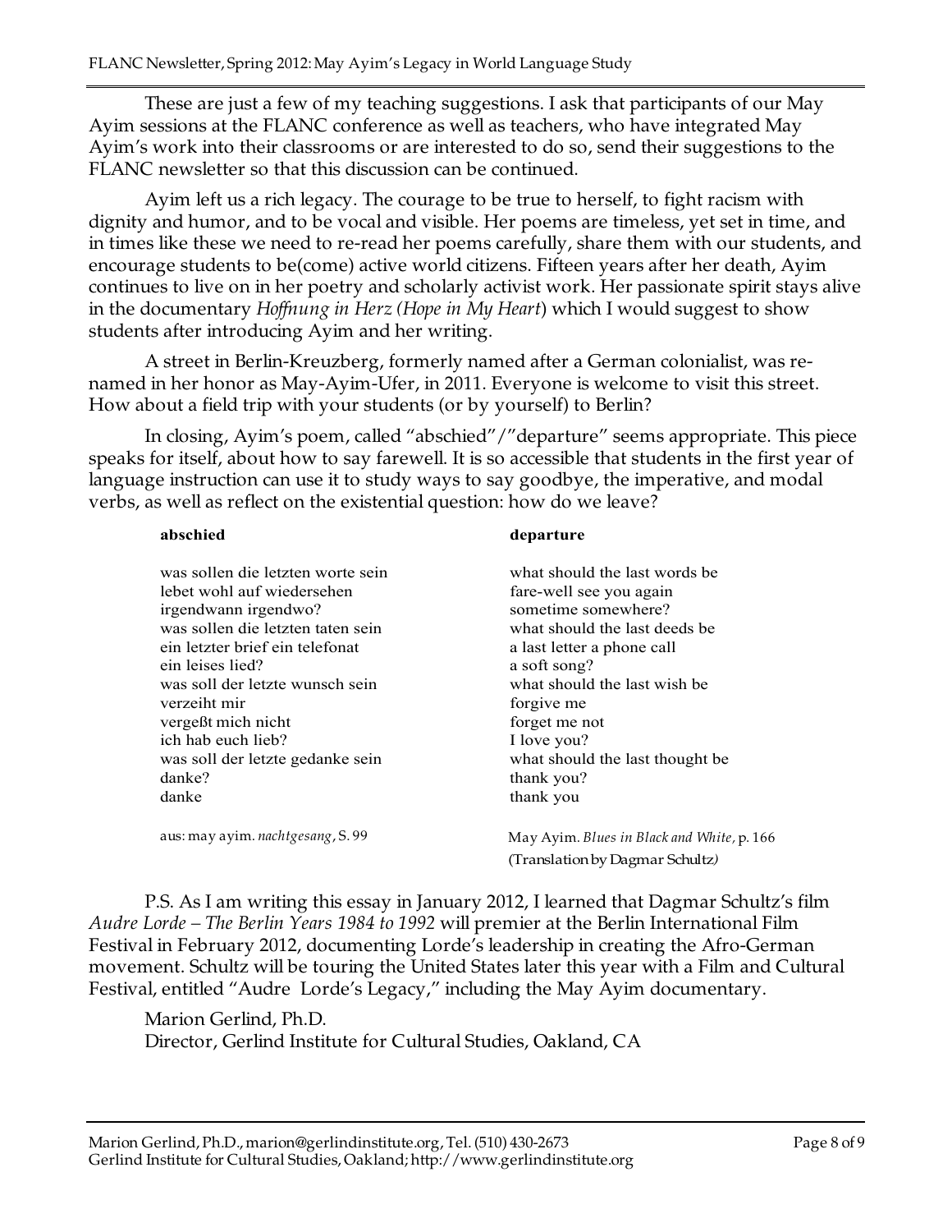These are just a few of my teaching suggestions. I ask that participants of our May Ayim sessions at the FLANC conference as well as teachers, who have integrated May Ayim's work into their classrooms or are interested to do so, send their suggestions to the FLANC newsletter so that this discussion can be continued.

Ayim left us a rich legacy. The courage to be true to herself, to fight racism with dignity and humor, and to be vocal and visible. Her poems are timeless, yet set in time, and in times like these we need to re-read her poems carefully, share them with our students, and encourage students to be(come) active world citizens. Fifteen years after her death, Ayim continues to live on in her poetry and scholarly activist work. Her passionate spirit stays alive in the documentary *Hoffnung in Herz (Hope in My Heart*) which I would suggest to show students after introducing Ayim and her writing.

A street in Berlin-Kreuzberg, formerly named after a German colonialist, was re-named in her honor as May-Ayim-Ufer, in 2011. Everyone is welcome to visit this street. How about a field trip with your students (or by yourself) to Berlin?

In closing, Ayim's poem, called "abschied"/"departure" seems appropriate. This piece speaks for itself, about how to say farewell. It is so accessible that students in the first year of language instruction can use it to study ways to say goodbye, the imperative, and modal verbs, as well as reflect on the existential question: how do we leave?

| **abschied** | **departure** |
|---|---|
| was sollen die letzten worte sein | what should the last words be |
| lebet wohl auf wiedersehen | fare-well see you again |
| irgendwann irgendwo? | sometime somewhere? |
| was sollen die letzten taten sein | what should the last deeds be |
| ein letzter brief ein telefonat | a last letter a phone call |
| ein leises lied? | a soft song? |
| was soll der letzte wunsch sein | what should the last wish be |
| verzeiht mir | forgive me |
| vergeßt mich nicht | forget me not |
| ich hab euch lieb? | I love you? |
| was soll der letzte gedanke sein | what should the last thought be |
| danke? | thank you? |
| danke | thank you |
| aus: may ayim. *nachtgesang*, S. 99 | May Ayim. *Blues in Black and White*, p. 166 (Translation by Dagmar Schultz) |

P.S. As I am writing this essay in January 2012, I learned that Dagmar Schultz's film *Audre Lorde – The Berlin Years 1984 to 1992* will premier at the Berlin International Film Festival in February 2012, documenting Lorde's leadership in creating the Afro-German movement. Schultz will be touring the United States later this year with a Film and Cultural Festival, entitled "Audre Lorde's Legacy," including the May Ayim documentary.

Marion Gerlind, Ph.D.
Director, Gerlind Institute for Cultural Studies, Oakland, CA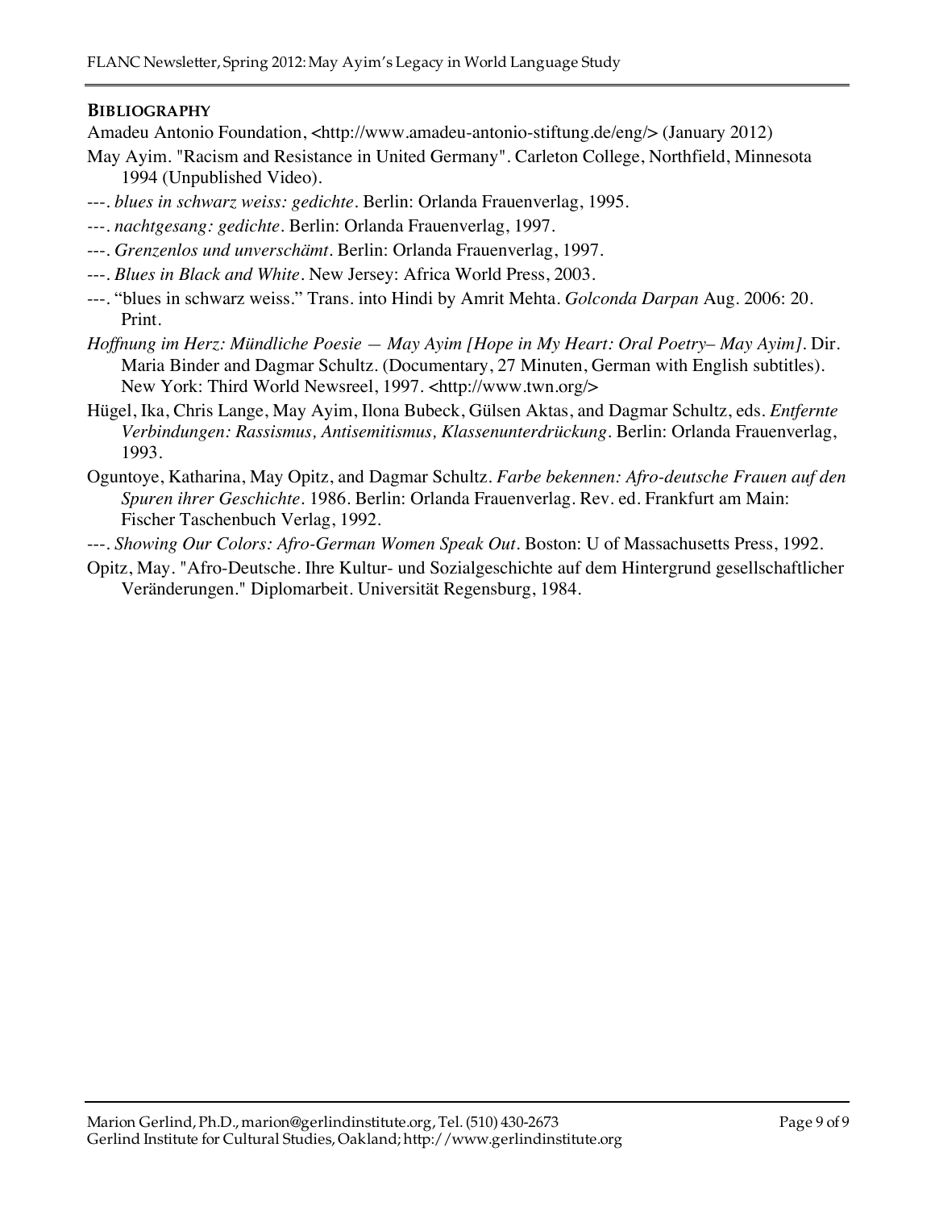## BIBLIOGRAPHY

Amadeu Antonio Foundation, <http://www.amadeu-antonio-stiftung.de/eng/> (January 2012)

May Ayim. "Racism and Resistance in United Germany". Carleton College, Northfield, Minnesota 1994 (Unpublished Video).

---. *blues in schwarz weiss: gedichte*. Berlin: Orlanda Frauenverlag, 1995.

---. *nachtgesang: gedichte*. Berlin: Orlanda Frauenverlag, 1997.

---. *Grenzenlos und unverschämt*. Berlin: Orlanda Frauenverlag, 1997.

---. *Blues in Black and White*. New Jersey: Africa World Press, 2003.

---. "blues in schwarz weiss." Trans. into Hindi by Amrit Mehta. *Golconda Darpan* Aug. 2006: 20. Print.

*Hoffnung im Herz: Mündliche Poesie — May Ayim [Hope in My Heart: Oral Poetry– May Ayim]*. Dir. Maria Binder and Dagmar Schultz. (Documentary, 27 Minuten, German with English subtitles). New York: Third World Newsreel, 1997. <http://www.twn.org/>

Hügel, Ika, Chris Lange, May Ayim, Ilona Bubeck, Gülsen Aktas, and Dagmar Schultz, eds. *Entfernte Verbindungen: Rassismus, Antisemitismus, Klassenunterdrückung*. Berlin: Orlanda Frauenverlag, 1993.

Oguntoye, Katharina, May Opitz, and Dagmar Schultz. *Farbe bekennen: Afro-deutsche Frauen auf den Spuren ihrer Geschichte*. 1986. Berlin: Orlanda Frauenverlag. Rev. ed. Frankfurt am Main: Fischer Taschenbuch Verlag, 1992.

---. *Showing Our Colors: Afro-German Women Speak Out*. Boston: U of Massachusetts Press, 1992.

Opitz, May. "Afro-Deutsche. Ihre Kultur- und Sozialgeschichte auf dem Hintergrund gesellschaftlicher Veränderungen." Diplomarbeit. Universität Regensburg, 1984.